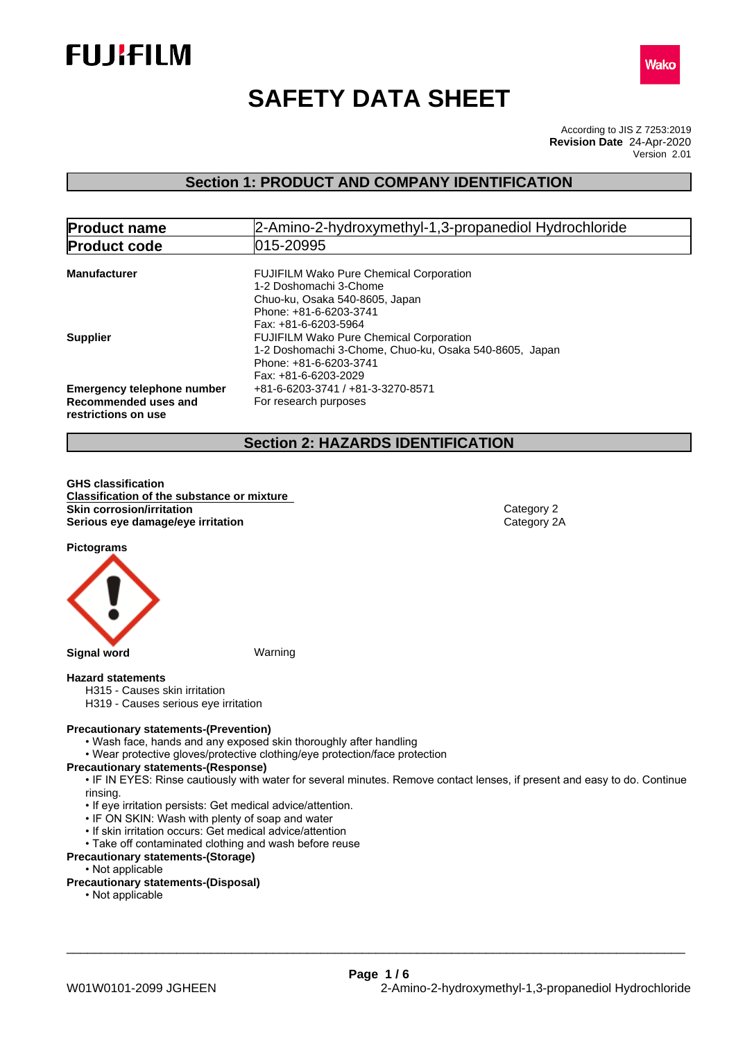FUJIFILM

Wako

# SAFETY DATA SHEET

According to JIS Z 7253:2019
**Revision Date** 24-Apr-2020
Version 2.01

## Section 1: PRODUCT AND COMPANY IDENTIFICATION

| | |
|---|---|
| **Product name** | 2-Amino-2-hydroxymethyl-1,3-propanediol Hydrochloride |
| **Product code** | 015-20995 |

**Manufacturer**
FUJIFILM Wako Pure Chemical Corporation
1-2 Doshomachi 3-Chome
Chuo-ku, Osaka 540-8605, Japan
Phone: +81-6-6203-3741
Fax: +81-6-6203-5964

**Supplier**
FUJIFILM Wako Pure Chemical Corporation
1-2 Doshomachi 3-Chome, Chuo-ku, Osaka 540-8605, Japan
Phone: +81-6-6203-3741
Fax: +81-6-6203-2029

**Emergency telephone number** +81-6-6203-3741 / +81-3-3270-8571

**Recommended uses and restrictions on use** For research purposes

## Section 2: HAZARDS IDENTIFICATION

**GHS classification**

**Classification of the substance or mixture**

| | |
|---|---|
| **Skin corrosion/irritation** | Category 2 |
| **Serious eye damage/eye irritation** | Category 2A |

**Pictograms**

**Signal word** Warning

**Hazard statements**

H315 - Causes skin irritation
H319 - Causes serious eye irritation

**Precautionary statements-(Prevention)**

- Wash face, hands and any exposed skin thoroughly after handling
- Wear protective gloves/protective clothing/eye protection/face protection

**Precautionary statements-(Response)**

- IF IN EYES: Rinse cautiously with water for several minutes. Remove contact lenses, if present and easy to do. Continue rinsing.
- If eye irritation persists: Get medical advice/attention.
- IF ON SKIN: Wash with plenty of soap and water
- If skin irritation occurs: Get medical advice/attention
- Take off contaminated clothing and wash before reuse

**Precautionary statements-(Storage)**

- Not applicable

**Precautionary statements-(Disposal)**

- Not applicable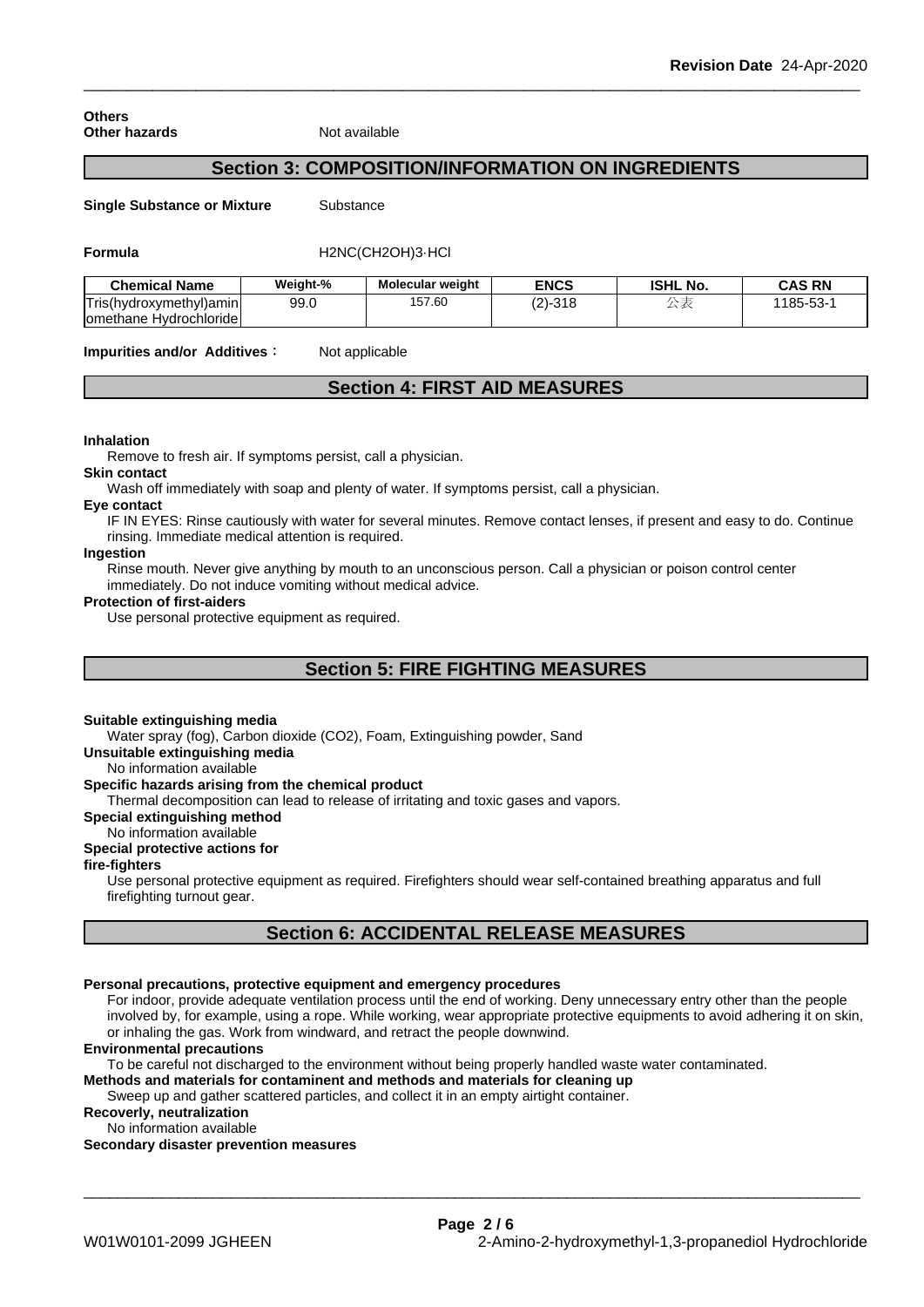**Others**

**Other hazards** Not available

## Section 3: COMPOSITION/INFORMATION ON INGREDIENTS

**Single Substance or Mixture** Substance

**Formula** H2NC(CH2OH)3·HCl

| Chemical Name | Weight-% | Molecular weight | ENCS | ISHL No. | CAS RN |
|---|---|---|---|---|---|
| Tris(hydroxymethyl)aminomethane Hydrochloride | 99.0 | 157.60 | (2)-318 | 公表 | 1185-53-1 |

**Impurities and/or Additives**： Not applicable

## Section 4: FIRST AID MEASURES

**Inhalation**

Remove to fresh air. If symptoms persist, call a physician.

**Skin contact**

Wash off immediately with soap and plenty of water. If symptoms persist, call a physician.

**Eye contact**

IF IN EYES: Rinse cautiously with water for several minutes. Remove contact lenses, if present and easy to do. Continue rinsing. Immediate medical attention is required.

**Ingestion**

Rinse mouth. Never give anything by mouth to an unconscious person. Call a physician or poison control center immediately. Do not induce vomiting without medical advice.

**Protection of first-aiders**

Use personal protective equipment as required.

## Section 5: FIRE FIGHTING MEASURES

**Suitable extinguishing media**

Water spray (fog), Carbon dioxide (CO2), Foam, Extinguishing powder, Sand

**Unsuitable extinguishing media**

No information available

**Specific hazards arising from the chemical product**

Thermal decomposition can lead to release of irritating and toxic gases and vapors.

**Special extinguishing method**

No information available

**Special protective actions for fire-fighters**

Use personal protective equipment as required. Firefighters should wear self-contained breathing apparatus and full firefighting turnout gear.

## Section 6: ACCIDENTAL RELEASE MEASURES

**Personal precautions, protective equipment and emergency procedures**

For indoor, provide adequate ventilation process until the end of working. Deny unnecessary entry other than the people involved by, for example, using a rope. While working, wear appropriate protective equipments to avoid adhering it on skin, or inhaling the gas. Work from windward, and retract the people downwind.

**Environmental precautions**

To be careful not discharged to the environment without being properly handled waste water contaminated.

**Methods and materials for contaminent and methods and materials for cleaning up**

Sweep up and gather scattered particles, and collect it in an empty airtight container.

**Recoverly, neutralization**

No information available

**Secondary disaster prevention measures**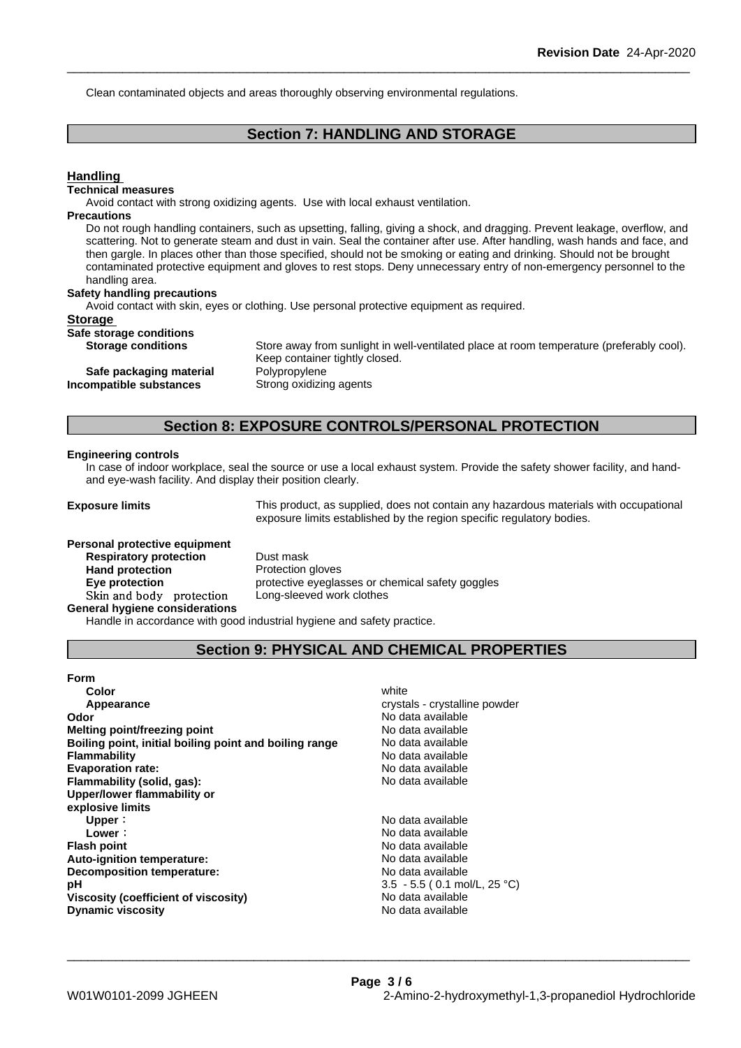Clean contaminated objects and areas thoroughly observing environmental regulations.

## Section 7: HANDLING AND STORAGE

### Handling

**Technical measures**

Avoid contact with strong oxidizing agents. Use with local exhaust ventilation.

**Precautions**

Do not rough handling containers, such as upsetting, falling, giving a shock, and dragging. Prevent leakage, overflow, and scattering. Not to generate steam and dust in vain. Seal the container after use. After handling, wash hands and face, and then gargle. In places other than those specified, should not be smoking or eating and drinking. Should not be brought contaminated protective equipment and gloves to rest stops. Deny unnecessary entry of non-emergency personnel to the handling area.

**Safety handling precautions**

Avoid contact with skin, eyes or clothing. Use personal protective equipment as required.

### Storage

**Safe storage conditions**

**Storage conditions** Store away from sunlight in well-ventilated place at room temperature (preferably cool). Keep container tightly closed.

**Safe packaging material** Polypropylene

**Incompatible substances** Strong oxidizing agents

## Section 8: EXPOSURE CONTROLS/PERSONAL PROTECTION

**Engineering controls**

In case of indoor workplace, seal the source or use a local exhaust system. Provide the safety shower facility, and hand- and eye-wash facility. And display their position clearly.

**Exposure limits** This product, as supplied, does not contain any hazardous materials with occupational exposure limits established by the region specific regulatory bodies.

**Personal protective equipment**

| | |
|---|---|
| **Respiratory protection** | Dust mask |
| **Hand protection** | Protection gloves |
| **Eye protection** | protective eyeglasses or chemical safety goggles |
| **Skin and body protection** | Long-sleeved work clothes |

**General hygiene considerations**

Handle in accordance with good industrial hygiene and safety practice.

## Section 9: PHYSICAL AND CHEMICAL PROPERTIES

**Form**

| | |
|---|---|
| **Color** | white |
| **Appearance** | crystals - crystalline powder |
| **Odor** | No data available |
| **Melting point/freezing point** | No data available |
| **Boiling point, initial boiling point and boiling range** | No data available |
| **Flammability** | No data available |
| **Evaporation rate:** | No data available |
| **Flammability (solid, gas):** | No data available |
| **Upper/lower flammability or explosive limits** | |
| **Upper**： | No data available |
| **Lower**： | No data available |
| **Flash point** | No data available |
| **Auto-ignition temperature:** | No data available |
| **Decomposition temperature:** | No data available |
| **pH** | 3.5 - 5.5 ( 0.1 mol/L, 25 °C) |
| **Viscosity (coefficient of viscosity)** | No data available |
| **Dynamic viscosity** | No data available |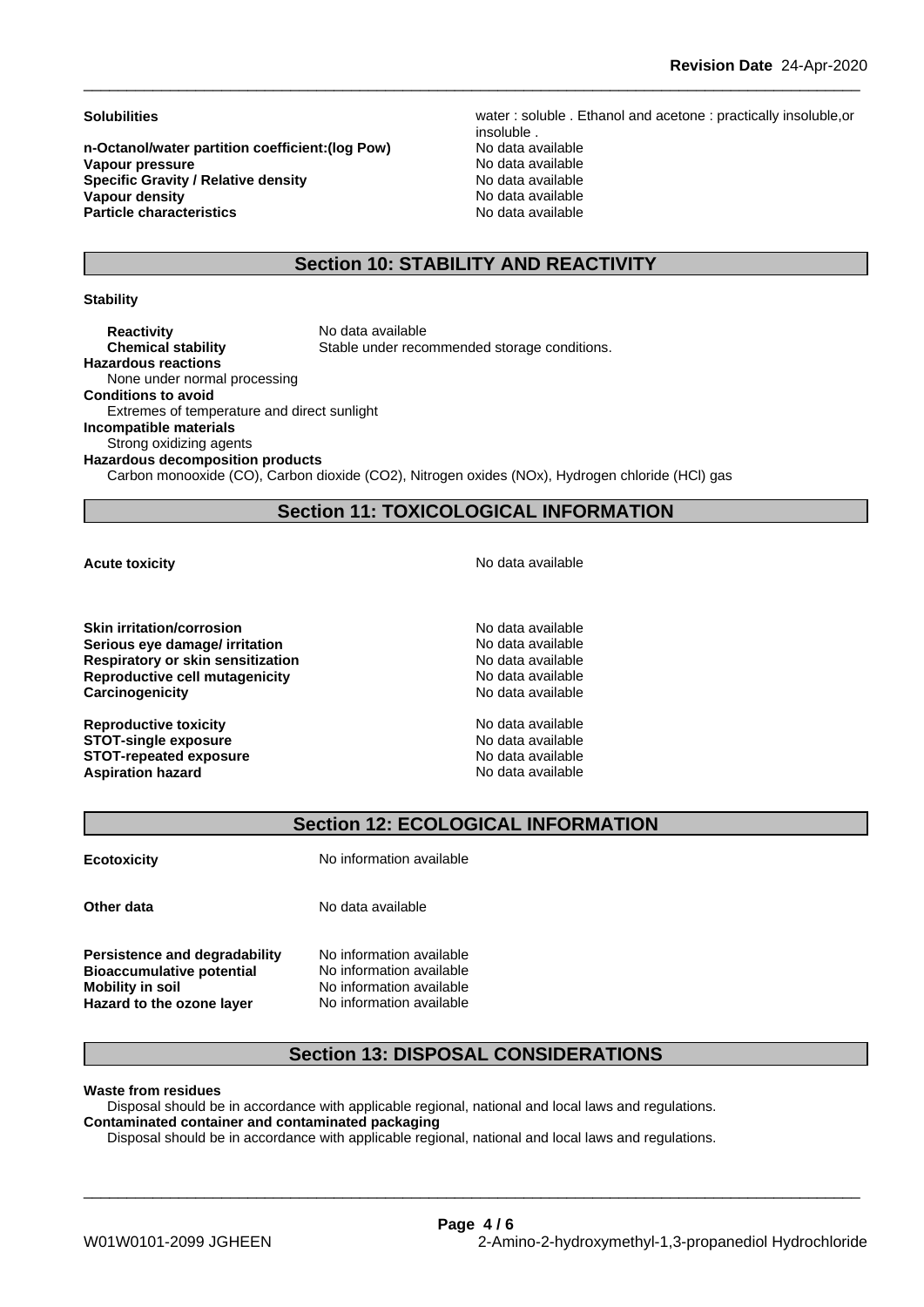| | |
|---|---|
| **Solubilities** | water : soluble . Ethanol and acetone : practically insoluble,or insoluble . |
| **n-Octanol/water partition coefficient:(log Pow)** | No data available |
| **Vapour pressure** | No data available |
| **Specific Gravity / Relative density** | No data available |
| **Vapour density** | No data available |
| **Particle characteristics** | No data available |

## Section 10: STABILITY AND REACTIVITY

**Stability**

**Reactivity** No data available
**Chemical stability** Stable under recommended storage conditions.

**Hazardous reactions**
None under normal processing

**Conditions to avoid**
Extremes of temperature and direct sunlight

**Incompatible materials**
Strong oxidizing agents

**Hazardous decomposition products**
Carbon monooxide (CO), Carbon dioxide ($CO_2$), Nitrogen oxides ($NO_x$), Hydrogen chloride (HCl) gas

## Section 11: TOXICOLOGICAL INFORMATION

| | |
|---|---|
| **Acute toxicity** | No data available |
| **Skin irritation/corrosion** | No data available |
| **Serious eye damage/ irritation** | No data available |
| **Respiratory or skin sensitization** | No data available |
| **Reproductive cell mutagenicity** | No data available |
| **Carcinogenicity** | No data available |
| **Reproductive toxicity** | No data available |
| **STOT-single exposure** | No data available |
| **STOT-repeated exposure** | No data available |
| **Aspiration hazard** | No data available |

## Section 12: ECOLOGICAL INFORMATION

| | |
|---|---|
| **Ecotoxicity** | No information available |
| **Other data** | No data available |
| **Persistence and degradability** | No information available |
| **Bioaccumulative potential** | No information available |
| **Mobility in soil** | No information available |
| **Hazard to the ozone layer** | No information available |

## Section 13: DISPOSAL CONSIDERATIONS

**Waste from residues**
Disposal should be in accordance with applicable regional, national and local laws and regulations.

**Contaminated container and contaminated packaging**
Disposal should be in accordance with applicable regional, national and local laws and regulations.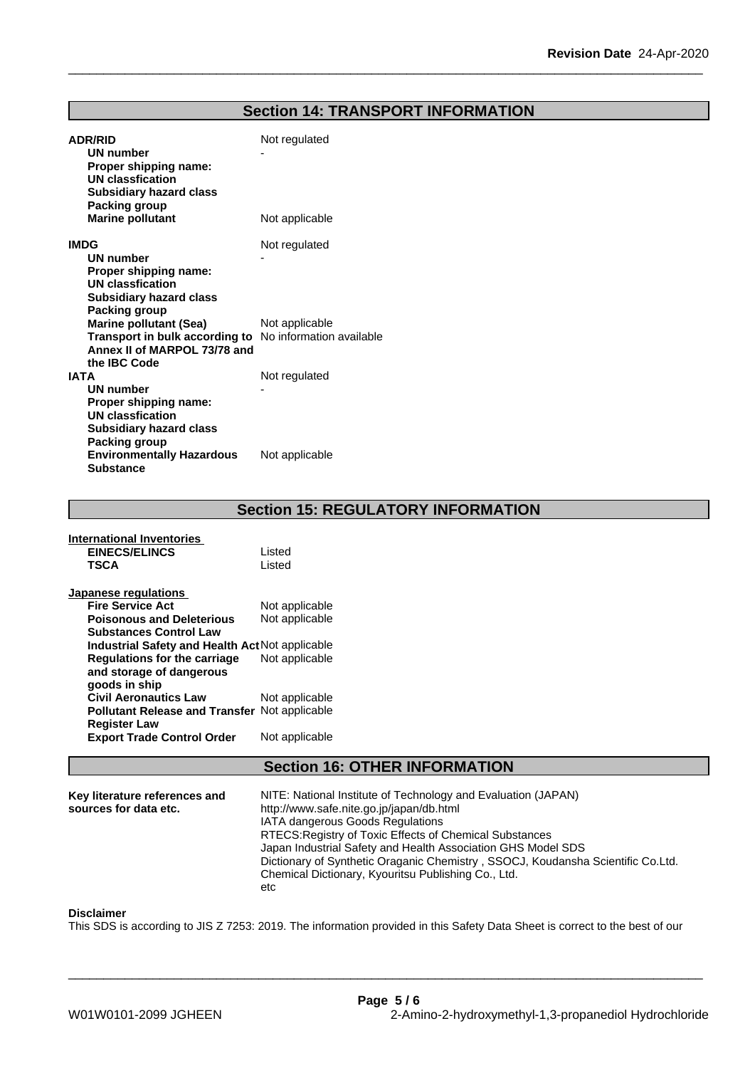## Section 14: TRANSPORT INFORMATION

| | |
|---|---|
| **ADR/RID** | Not regulated |
| **UN number** | - |
| **Proper shipping name:** | |
| **UN classfication** | |
| **Subsidiary hazard class** | |
| **Packing group** | |
| **Marine pollutant** | Not applicable |
| **IMDG** | Not regulated |
| **UN number** | - |
| **Proper shipping name:** | |
| **UN classfication** | |
| **Subsidiary hazard class** | |
| **Packing group** | |
| **Marine pollutant (Sea)** | Not applicable |
| **Transport in bulk according to Annex II of MARPOL 73/78 and the IBC Code** | No information available |
| **IATA** | Not regulated |
| **UN number** | - |
| **Proper shipping name:** | |
| **UN classfication** | |
| **Subsidiary hazard class** | |
| **Packing group** | |
| **Environmentally Hazardous Substance** | Not applicable |

## Section 15: REGULATORY INFORMATION

**International Inventories**

| | |
|---|---|
| **EINECS/ELINCS** | Listed |
| **TSCA** | Listed |

**Japanese regulations**

| | |
|---|---|
| **Fire Service Act** | Not applicable |
| **Poisonous and Deleterious Substances Control Law** | Not applicable |
| **Industrial Safety and Health Act** | Not applicable |
| **Regulations for the carriage and storage of dangerous goods in ship** | Not applicable |
| **Civil Aeronautics Law** | Not applicable |
| **Pollutant Release and Transfer Register Law** | Not applicable |
| **Export Trade Control Order** | Not applicable |

## Section 16: OTHER INFORMATION

**Key literature references and sources for data etc.**

NITE: National Institute of Technology and Evaluation (JAPAN)
http://www.safe.nite.go.jp/japan/db.html
IATA dangerous Goods Regulations
RTECS:Registry of Toxic Effects of Chemical Substances
Japan Industrial Safety and Health Association GHS Model SDS
Dictionary of Synthetic Oraganic Chemistry , SSOCJ, Koudansha Scientific Co.Ltd.
Chemical Dictionary, Kyouritsu Publishing Co., Ltd.
etc

**Disclaimer**

This SDS is according to JIS Z 7253: 2019. The information provided in this Safety Data Sheet is correct to the best of our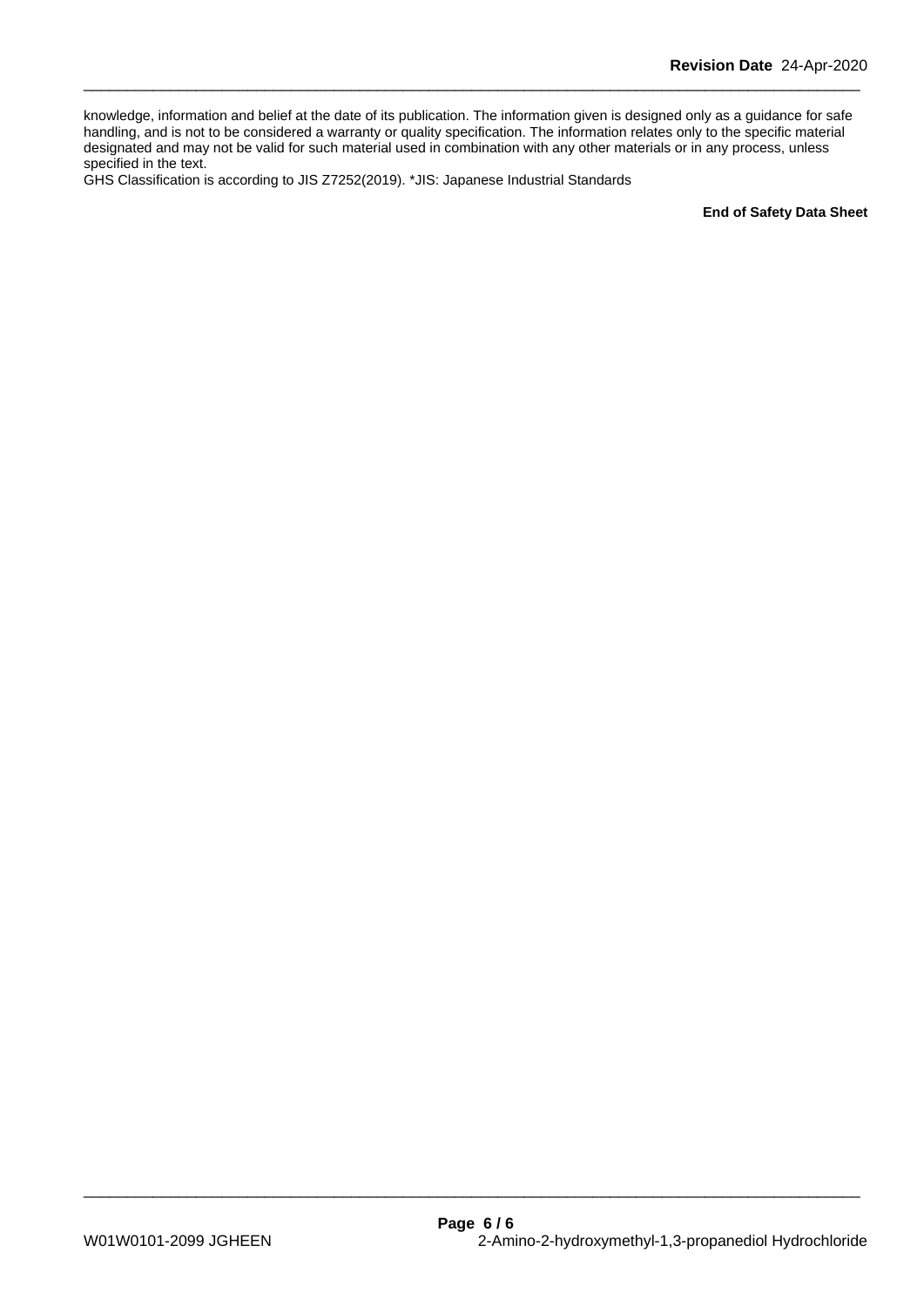knowledge, information and belief at the date of its publication. The information given is designed only as a guidance for safe handling, and is not to be considered a warranty or quality specification. The information relates only to the specific material designated and may not be valid for such material used in combination with any other materials or in any process, unless specified in the text.
GHS Classification is according to JIS Z7252(2019). *JIS: Japanese Industrial Standards

**End of Safety Data Sheet**